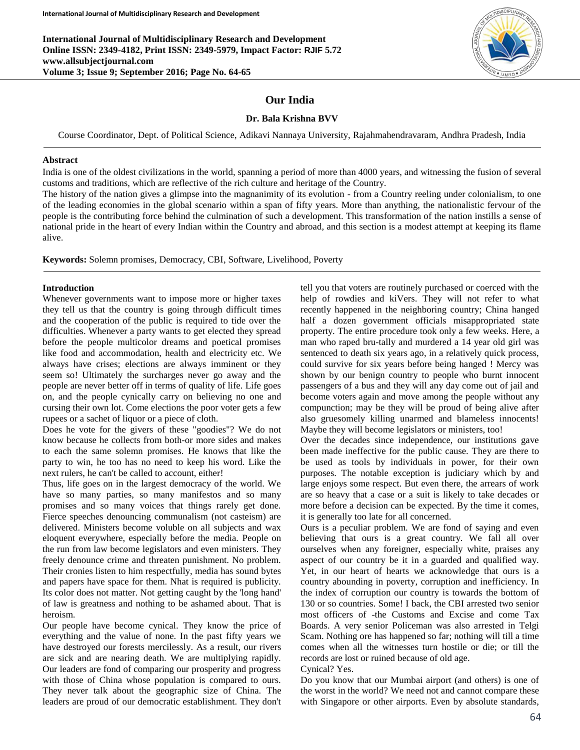# Our India

**Dr. Bala Krishna BVV**

Course Coordinator, Dept. of Political Science, Adikavi Nannaya University, Rajahmahendravaram, Andhra Pradesh, India

## Abstract

India is one of the oldest civilizations in the world, spanning a period of more than 4000 years, and witnessing the fusion of several customs and traditions, which are reflective of the rich culture and heritage of the Country.

The history of the nation gives a glimpse into the magnanimity of its evolution - from a Country reeling under colonialism, to one of the leading economies in the global scenario within a span of fifty years. More than anything, the nationalistic fervour of the people is the contributing force behind the culmination of such a development. This transformation of the nation instills a sense of national pride in the heart of every Indian within the Country and abroad, and this section is a modest attempt at keeping its flame alive.

**Keywords:** Solemn promises, Democracy, CBI, Software, Livelihood, Poverty

## Introduction

Whenever governments want to impose more or higher taxes they tell us that the country is going through difficult times and the cooperation of the public is required to tide over the difficulties. Whenever a party wants to get elected they spread before the people multicolor dreams and poetical promises like food and accommodation, health and electricity etc. We always have crises; elections are always imminent or they seem so! Ultimately the surcharges never go away and the people are never better off in terms of quality of life. Life goes on, and the people cynically carry on believing no one and cursing their own lot. Come elections the poor voter gets a few rupees or a sachet of liquor or a piece of cloth.

Does he vote for the givers of these "goodies"? We do not know because he collects from both-or more sides and makes to each the same solemn promises. He knows that like the party to win, he too has no need to keep his word. Like the next rulers, he can't be called to account, either!

Thus, life goes on in the largest democracy of the world. We have so many parties, so many manifestos and so many promises and so many voices that things rarely get done. Fierce speeches denouncing communalism (not casteism) are delivered. Ministers become voluble on all subjects and wax eloquent everywhere, especially before the media. People on the run from law become legislators and even ministers. They freely denounce crime and threaten punishment. No problem. Their cronies listen to him respectfully, media has sound bytes and papers have space for them. Nhat is required is publicity. Its color does not matter. Not getting caught by the 'long hand' of law is greatness and nothing to be ashamed about. That is heroism.

Our people have become cynical. They know the price of everything and the value of none. In the past fifty years we have destroyed our forests mercilessly. As a result, our rivers are sick and are nearing death. We are multiplying rapidly. Our leaders are fond of comparing our prosperity and progress with those of China whose population is compared to ours. They never talk about the geographic size of China. The leaders are proud of our democratic establishment. They don't tell you that voters are routinely purchased or coerced with the help of rowdies and kiVers. They will not refer to what recently happened in the neighboring country; China hanged half a dozen government officials misappropriated state property. The entire procedure took only a few weeks. Here, a man who raped bru-tally and murdered a 14 year old girl was sentenced to death six years ago, in a relatively quick process, could survive for six years before being hanged ! Mercy was shown by our benign country to people who burnt innocent passengers of a bus and they will any day come out of jail and become voters again and move among the people without any compunction; may be they will be proud of being alive after also gruesomely killing unarmed and blameless innocents! Maybe they will become legislators or ministers, too!

Over the decades since independence, our institutions gave been made ineffective for the public cause. They are there to be used as tools by individuals in power, for their own purposes. The notable exception is judiciary which by and large enjoys some respect. But even there, the arrears of work are so heavy that a case or a suit is likely to take decades or more before a decision can be expected. By the time it comes, it is generally too late for all concerned.

Ours is a peculiar problem. We are fond of saying and even believing that ours is a great country. We fall all over ourselves when any foreigner, especially white, praises any aspect of our country be it in a guarded and qualified way. Yet, in our heart of hearts we acknowledge that ours is a country abounding in poverty, corruption and inefficiency. In the index of corruption our country is towards the bottom of 130 or so countries. Some! I back, the CBI arrested two senior most officers of -the Customs and Excise and come Tax Boards. A very senior Policeman was also arrested in Telgi Scam. Nothing ore has happened so far; nothing will till a time comes when all the witnesses turn hostile or die; or till the records are lost or ruined because of old age.

Cynical? Yes.

Do you know that our Mumbai airport (and others) is one of the worst in the world? We need not and cannot compare these with Singapore or other airports. Even by absolute standards,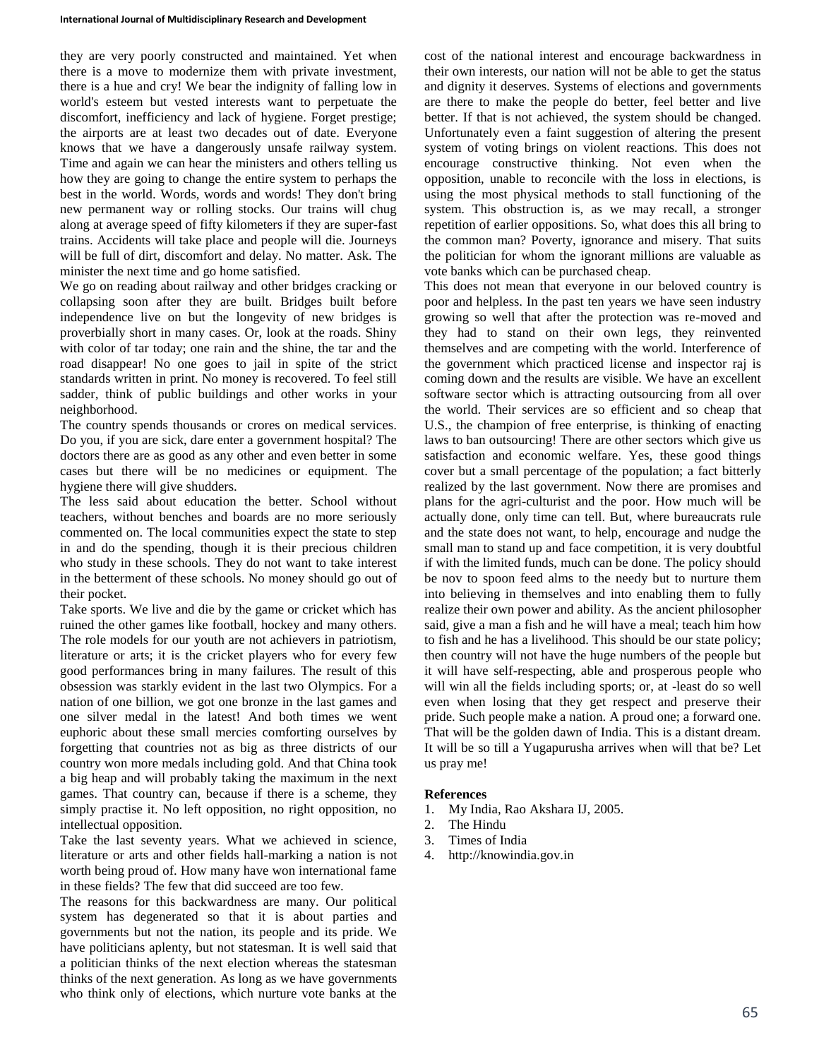they are very poorly constructed and maintained. Yet when there is a move to modernize them with private investment, there is a hue and cry! We bear the indignity of falling low in world's esteem but vested interests want to perpetuate the discomfort, inefficiency and lack of hygiene. Forget prestige; the airports are at least two decades out of date. Everyone knows that we have a dangerously unsafe railway system. Time and again we can hear the ministers and others telling us how they are going to change the entire system to perhaps the best in the world. Words, words and words! They don't bring new permanent way or rolling stocks. Our trains will chug along at average speed of fifty kilometers if they are super-fast trains. Accidents will take place and people will die. Journeys will be full of dirt, discomfort and delay. No matter. Ask. The minister the next time and go home satisfied.

We go on reading about railway and other bridges cracking or collapsing soon after they are built. Bridges built before independence live on but the longevity of new bridges is proverbially short in many cases. Or, look at the roads. Shiny with color of tar today; one rain and the shine, the tar and the road disappear! No one goes to jail in spite of the strict standards written in print. No money is recovered. To feel still sadder, think of public buildings and other works in your neighborhood.

The country spends thousands or crores on medical services. Do you, if you are sick, dare enter a government hospital? The doctors there are as good as any other and even better in some cases but there will be no medicines or equipment. The hygiene there will give shudders.

The less said about education the better. School without teachers, without benches and boards are no more seriously commented on. The local communities expect the state to step in and do the spending, though it is their precious children who study in these schools. They do not want to take interest in the betterment of these schools. No money should go out of their pocket.

Take sports. We live and die by the game or cricket which has ruined the other games like football, hockey and many others. The role models for our youth are not achievers in patriotism, literature or arts; it is the cricket players who for every few good performances bring in many failures. The result of this obsession was starkly evident in the last two Olympics. For a nation of one billion, we got one bronze in the last games and one silver medal in the latest! And both times we went euphoric about these small mercies comforting ourselves by forgetting that countries not as big as three districts of our country won more medals including gold. And that China took a big heap and will probably taking the maximum in the next games. That country can, because if there is a scheme, they simply practise it. No left opposition, no right opposition, no intellectual opposition.

Take the last seventy years. What we achieved in science, literature or arts and other fields hall-marking a nation is not worth being proud of. How many have won international fame in these fields? The few that did succeed are too few.

The reasons for this backwardness are many. Our political system has degenerated so that it is about parties and governments but not the nation, its people and its pride. We have politicians aplenty, but not statesman. It is well said that a politician thinks of the next election whereas the statesman thinks of the next generation. As long as we have governments who think only of elections, which nurture vote banks at the cost of the national interest and encourage backwardness in their own interests, our nation will not be able to get the status and dignity it deserves. Systems of elections and governments are there to make the people do better, feel better and live better. If that is not achieved, the system should be changed. Unfortunately even a faint suggestion of altering the present system of voting brings on violent reactions. This does not encourage constructive thinking. Not even when the opposition, unable to reconcile with the loss in elections, is using the most physical methods to stall functioning of the system. This obstruction is, as we may recall, a stronger repetition of earlier oppositions. So, what does this all bring to the common man? Poverty, ignorance and misery. That suits the politician for whom the ignorant millions are valuable as vote banks which can be purchased cheap.

This does not mean that everyone in our beloved country is poor and helpless. In the past ten years we have seen industry growing so well that after the protection was re-moved and they had to stand on their own legs, they reinvented themselves and are competing with the world. Interference of the government which practiced license and inspector raj is coming down and the results are visible. We have an excellent software sector which is attracting outsourcing from all over the world. Their services are so efficient and so cheap that U.S., the champion of free enterprise, is thinking of enacting laws to ban outsourcing! There are other sectors which give us satisfaction and economic welfare. Yes, these good things cover but a small percentage of the population; a fact bitterly realized by the last government. Now there are promises and plans for the agri-culturist and the poor. How much will be actually done, only time can tell. But, where bureaucrats rule and the state does not want, to help, encourage and nudge the small man to stand up and face competition, it is very doubtful if with the limited funds, much can be done. The policy should be nov to spoon feed alms to the needy but to nurture them into believing in themselves and into enabling them to fully realize their own power and ability. As the ancient philosopher said, give a man a fish and he will have a meal; teach him how to fish and he has a livelihood. This should be our state policy; then country will not have the huge numbers of the people but it will have self-respecting, able and prosperous people who will win all the fields including sports; or, at -least do so well even when losing that they get respect and preserve their pride. Such people make a nation. A proud one; a forward one. That will be the golden dawn of India. This is a distant dream. It will be so till a Yugapurusha arrives when will that be? Let us pray me!

## References

1. My India, Rao Akshara IJ, 2005.
2. The Hindu
3. Times of India
4. http://knowindia.gov.in